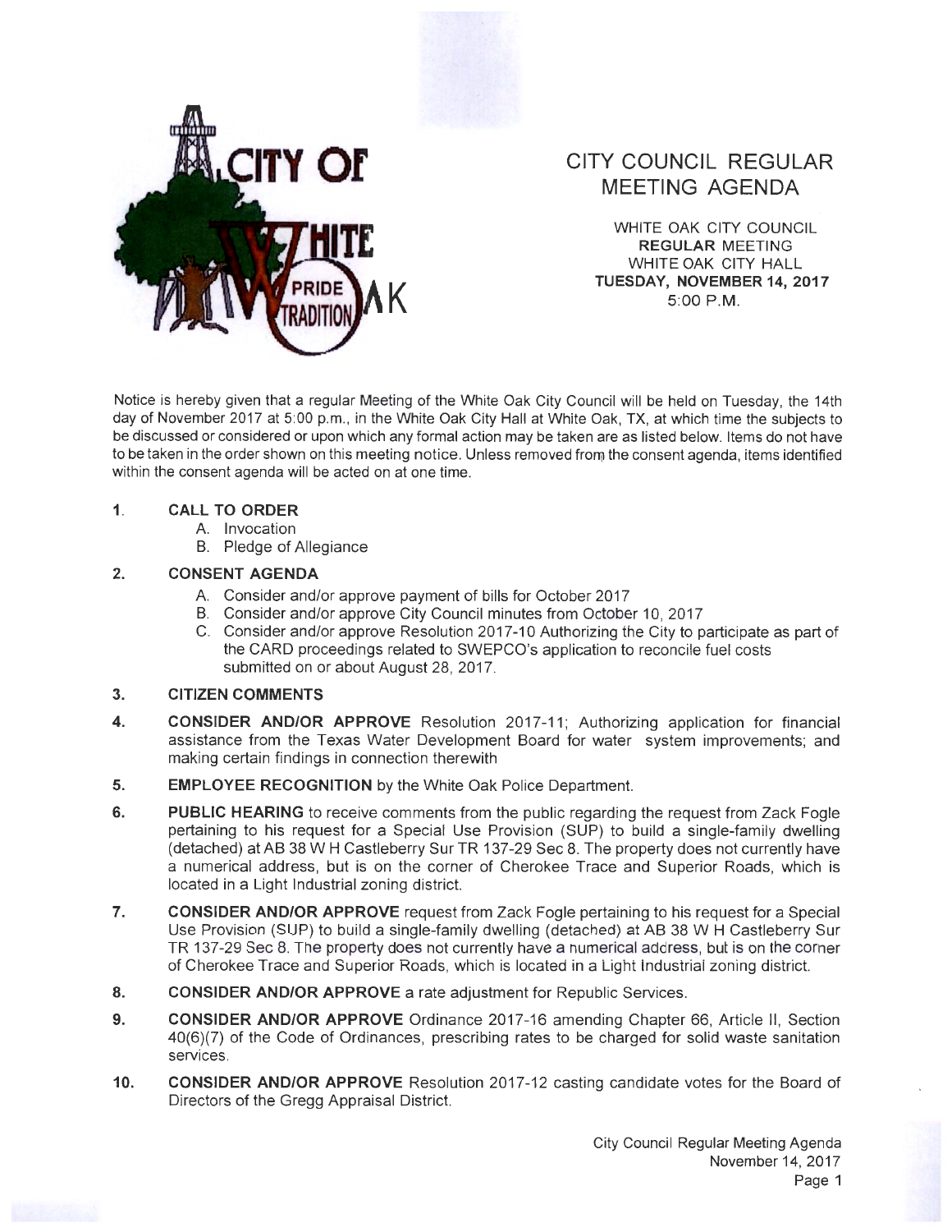CITY OF WHITE OAK
PRIDE TRADITION

# CITY COUNCIL REGULAR MEETING AGENDA

WHITE OAK CITY COUNCIL
**REGULAR** MEETING
WHITE OAK CITY HALL
**TUESDAY, NOVEMBER 14, 2017**
5:00 P.M.

Notice is hereby given that a regular Meeting of the White Oak City Council will be held on Tuesday, the 14th day of November 2017 at 5:00 p.m., in the White Oak City Hall at White Oak, TX, at which time the subjects to be discussed or considered or upon which any formal action may be taken are as listed below. Items do not have to be taken in the order shown on this meeting notice. Unless removed from the consent agenda, items identified within the consent agenda will be acted on at one time.

1. **CALL TO ORDER**
   A. Invocation
   B. Pledge of Allegiance

2. **CONSENT AGENDA**
   A. Consider and/or approve payment of bills for October 2017
   B. Consider and/or approve City Council minutes from October 10, 2017
   C. Consider and/or approve Resolution 2017-10 Authorizing the City to participate as part of the CARD proceedings related to SWEPCO's application to reconcile fuel costs submitted on or about August 28, 2017.

3. **CITIZEN COMMENTS**

4. **CONSIDER AND/OR APPROVE** Resolution 2017-11; Authorizing application for financial assistance from the Texas Water Development Board for water system improvements; and making certain findings in connection therewith

5. **EMPLOYEE RECOGNITION** by the White Oak Police Department.

6. **PUBLIC HEARING** to receive comments from the public regarding the request from Zack Fogle pertaining to his request for a Special Use Provision (SUP) to build a single-family dwelling (detached) at AB 38 W H Castleberry Sur TR 137-29 Sec 8. The property does not currently have a numerical address, but is on the corner of Cherokee Trace and Superior Roads, which is located in a Light Industrial zoning district.

7. **CONSIDER AND/OR APPROVE** request from Zack Fogle pertaining to his request for a Special Use Provision (SUP) to build a single-family dwelling (detached) at AB 38 W H Castleberry Sur TR 137-29 Sec 8. The property does not currently have a numerical address, but is on the corner of Cherokee Trace and Superior Roads, which is located in a Light Industrial zoning district.

8. **CONSIDER AND/OR APPROVE** a rate adjustment for Republic Services.

9. **CONSIDER AND/OR APPROVE** Ordinance 2017-16 amending Chapter 66, Article II, Section 40(6)(7) of the Code of Ordinances, prescribing rates to be charged for solid waste sanitation services.

10. **CONSIDER AND/OR APPROVE** Resolution 2017-12 casting candidate votes for the Board of Directors of the Gregg Appraisal District.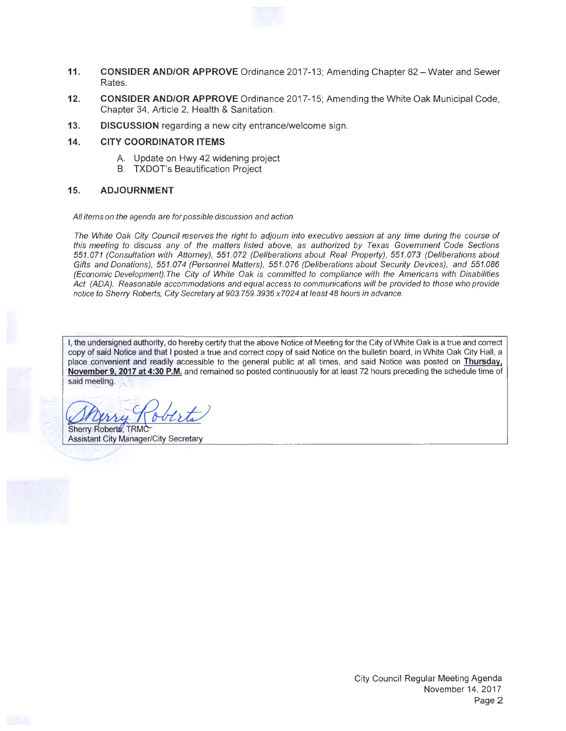11. **CONSIDER AND/OR APPROVE** Ordinance 2017-13; Amending Chapter 82 – Water and Sewer Rates.

12. **CONSIDER AND/OR APPROVE** Ordinance 2017-15; Amending the White Oak Municipal Code, Chapter 34, Article 2, Health & Sanitation.

13. **DISCUSSION** regarding a new city entrance/welcome sign.

14. **CITY COORDINATOR ITEMS**

    A. Update on Hwy 42 widening project
    B. TXDOT's Beautification Project

15. **ADJOURNMENT**

*All items on the agenda are for possible discussion and action.*

*The White Oak City Council reserves the right to adjourn into executive session at any time during the course of this meeting to discuss any of the matters listed above, as authorized by Texas Government Code Sections 551.071 (Consultation with Attorney), 551.072 (Deliberations about Real Property), 551.073 (Deliberations about Gifts and Donations), 551.074 (Personnel Matters), 551.076 (Deliberations about Security Devices), and 551.086 (Economic Development).The City of White Oak is committed to compliance with the Americans with Disabilities Act (ADA). Reasonable accommodations and equal access to communications will be provided to those who provide notice to Sherry Roberts, City Secretary at 903.759.3936 x7024 at least 48 hours in advance.*

I, the undersigned authority, do hereby certify that the above Notice of Meeting for the City of White Oak is a true and correct copy of said Notice and that I posted a true and correct copy of said Notice on the bulletin board, in White Oak City Hall, a place convenient and readily accessible to the general public at all times, and said Notice was posted on **Thursday, November 9, 2017 at 4:30 P.M.** and remained so posted continuously for at least 72 hours preceding the schedule time of said meeting.

Sherry Roberts

Sherry Roberts, TRMC
Assistant City Manager/City Secretary